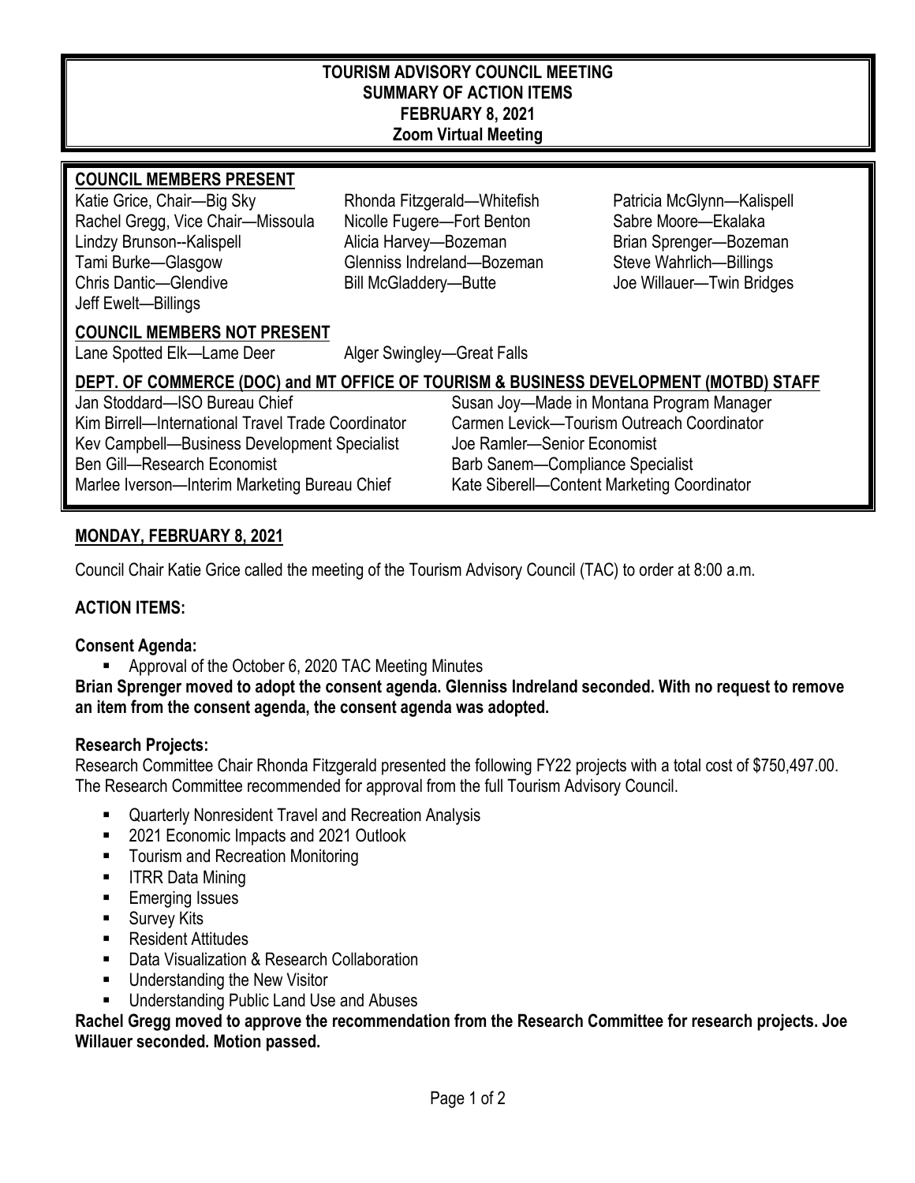# TOURISM ADVISORY COUNCIL MEETING
## SUMMARY OF ACTION ITEMS
## FEBRUARY 8, 2021
## Zoom Virtual Meeting

### COUNCIL MEMBERS PRESENT

Katie Grice, Chair—Big Sky
Rachel Gregg, Vice Chair—Missoula
Lindzy Brunson--Kalispell
Tami Burke—Glasgow
Chris Dantic—Glendive
Jeff Ewelt—Billings
Rhonda Fitzgerald—Whitefish
Nicolle Fugere—Fort Benton
Alicia Harvey—Bozeman
Glenniss Indreland—Bozeman
Bill McGladdery—Butte
Patricia McGlynn—Kalispell
Sabre Moore—Ekalaka
Brian Sprenger—Bozeman
Steve Wahrlich—Billings
Joe Willauer—Twin Bridges

### COUNCIL MEMBERS NOT PRESENT

Lane Spotted Elk—Lame Deer
Alger Swingley—Great Falls

### DEPT. OF COMMERCE (DOC) and MT OFFICE OF TOURISM & BUSINESS DEVELOPMENT (MOTBD) STAFF

Jan Stoddard—ISO Bureau Chief
Kim Birrell—International Travel Trade Coordinator
Kev Campbell—Business Development Specialist
Ben Gill—Research Economist
Marlee Iverson—Interim Marketing Bureau Chief
Susan Joy—Made in Montana Program Manager
Carmen Levick—Tourism Outreach Coordinator
Joe Ramler—Senior Economist
Barb Sanem—Compliance Specialist
Kate Siberell—Content Marketing Coordinator

### MONDAY, FEBRUARY 8, 2021

Council Chair Katie Grice called the meeting of the Tourism Advisory Council (TAC) to order at 8:00 a.m.

**ACTION ITEMS:**

**Consent Agenda:**

- Approval of the October 6, 2020 TAC Meeting Minutes

**Brian Sprenger moved to adopt the consent agenda. Glenniss Indreland seconded. With no request to remove an item from the consent agenda, the consent agenda was adopted.**

**Research Projects:**

Research Committee Chair Rhonda Fitzgerald presented the following FY22 projects with a total cost of $750,497.00. The Research Committee recommended for approval from the full Tourism Advisory Council.

- Quarterly Nonresident Travel and Recreation Analysis
- 2021 Economic Impacts and 2021 Outlook
- Tourism and Recreation Monitoring
- ITRR Data Mining
- Emerging Issues
- Survey Kits
- Resident Attitudes
- Data Visualization & Research Collaboration
- Understanding the New Visitor
- Understanding Public Land Use and Abuses

**Rachel Gregg moved to approve the recommendation from the Research Committee for research projects. Joe Willauer seconded. Motion passed.**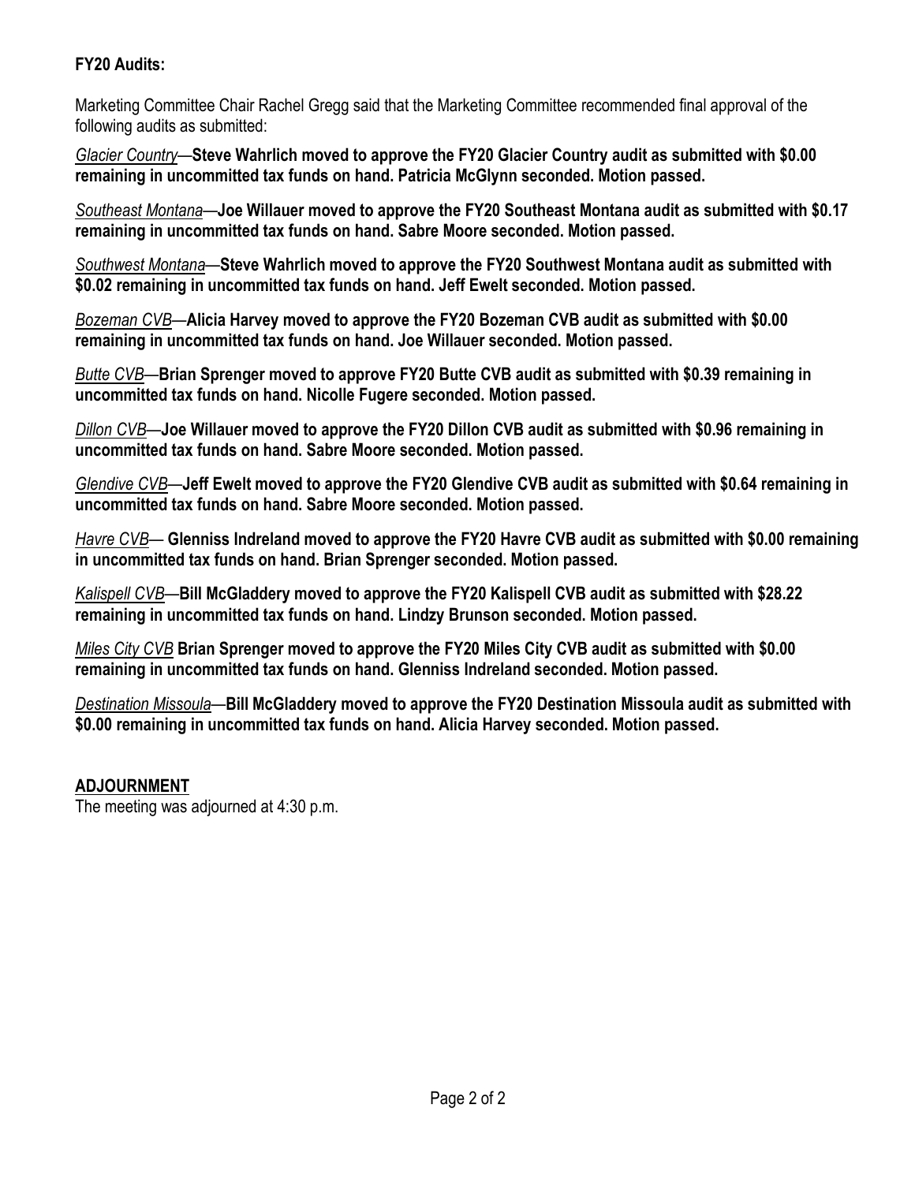**FY20 Audits:**

Marketing Committee Chair Rachel Gregg said that the Marketing Committee recommended final approval of the following audits as submitted:

_Glacier Country_—**Steve Wahrlich moved to approve the FY20 Glacier Country audit as submitted with $0.00 remaining in uncommitted tax funds on hand. Patricia McGlynn seconded. Motion passed.**

_Southeast Montana_—**Joe Willauer moved to approve the FY20 Southeast Montana audit as submitted with $0.17 remaining in uncommitted tax funds on hand. Sabre Moore seconded. Motion passed.**

_Southwest Montana_—**Steve Wahrlich moved to approve the FY20 Southwest Montana audit as submitted with $0.02 remaining in uncommitted tax funds on hand. Jeff Ewelt seconded. Motion passed.**

_Bozeman CVB_—**Alicia Harvey moved to approve the FY20 Bozeman CVB audit as submitted with $0.00 remaining in uncommitted tax funds on hand. Joe Willauer seconded. Motion passed.**

_Butte CVB_—**Brian Sprenger moved to approve FY20 Butte CVB audit as submitted with $0.39 remaining in uncommitted tax funds on hand. Nicolle Fugere seconded. Motion passed.**

_Dillon CVB_—**Joe Willauer moved to approve the FY20 Dillon CVB audit as submitted with $0.96 remaining in uncommitted tax funds on hand. Sabre Moore seconded. Motion passed.**

_Glendive CVB_—**Jeff Ewelt moved to approve the FY20 Glendive CVB audit as submitted with $0.64 remaining in uncommitted tax funds on hand. Sabre Moore seconded. Motion passed.**

_Havre CVB_— **Glenniss Indreland moved to approve the FY20 Havre CVB audit as submitted with $0.00 remaining in uncommitted tax funds on hand. Brian Sprenger seconded. Motion passed.**

_Kalispell CVB_—**Bill McGladdery moved to approve the FY20 Kalispell CVB audit as submitted with $28.22 remaining in uncommitted tax funds on hand. Lindzy Brunson seconded. Motion passed.**

_Miles City CVB_ **Brian Sprenger moved to approve the FY20 Miles City CVB audit as submitted with $0.00 remaining in uncommitted tax funds on hand. Glenniss Indreland seconded. Motion passed.**

_Destination Missoula_—**Bill McGladdery moved to approve the FY20 Destination Missoula audit as submitted with $0.00 remaining in uncommitted tax funds on hand. Alicia Harvey seconded. Motion passed.**

**ADJOURNMENT**

The meeting was adjourned at 4:30 p.m.